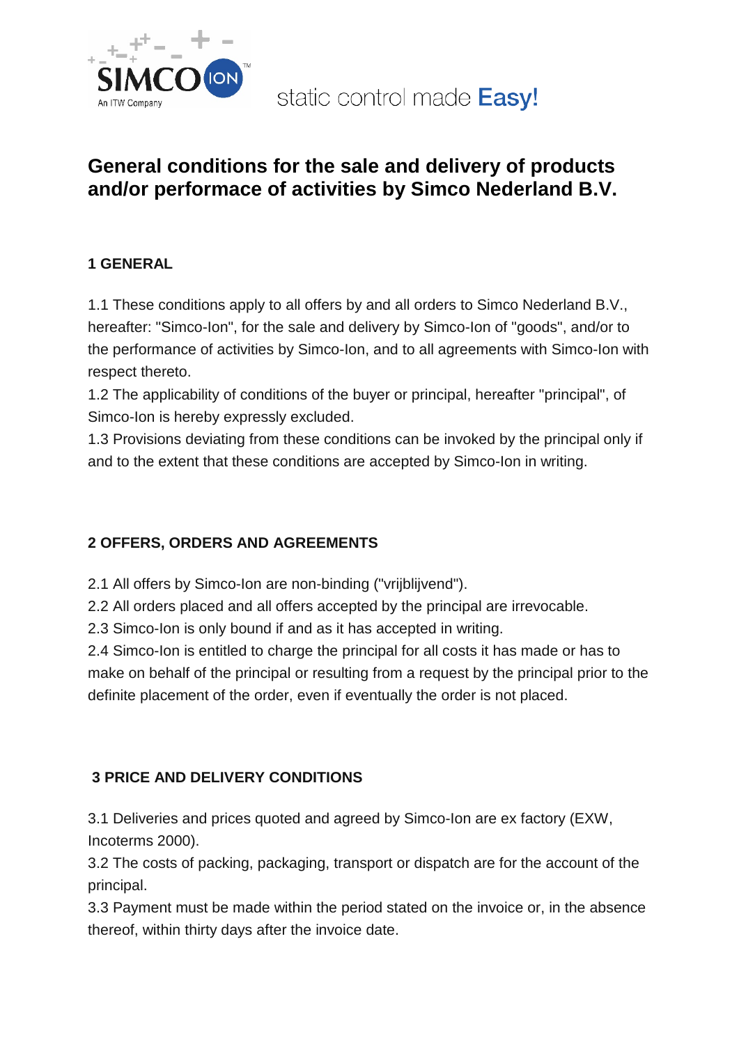# General conditions for the sale and delivery of products and/or performace of activities by Simco Nederland B.V.

## 1 GENERAL

1.1 These conditions apply to all offers by and all orders to Simco Nederland B.V., hereafter: "Simco-Ion", for the sale and delivery by Simco-Ion of "goods", and/or to the performance of activities by Simco-Ion, and to all agreements with Simco-Ion with respect thereto.
1.2 The applicability of conditions of the buyer or principal, hereafter "principal", of Simco-Ion is hereby expressly excluded.
1.3 Provisions deviating from these conditions can be invoked by the principal only if and to the extent that these conditions are accepted by Simco-Ion in writing.

## 2 OFFERS, ORDERS AND AGREEMENTS

2.1 All offers by Simco-Ion are non-binding ("vrijblijvend").
2.2 All orders placed and all offers accepted by the principal are irrevocable.
2.3 Simco-Ion is only bound if and as it has accepted in writing.
2.4 Simco-Ion is entitled to charge the principal for all costs it has made or has to make on behalf of the principal or resulting from a request by the principal prior to the definite placement of the order, even if eventually the order is not placed.

## 3 PRICE AND DELIVERY CONDITIONS

3.1 Deliveries and prices quoted and agreed by Simco-Ion are ex factory (EXW, Incoterms 2000).
3.2 The costs of packing, packaging, transport or dispatch are for the account of the principal.
3.3 Payment must be made within the period stated on the invoice or, in the absence thereof, within thirty days after the invoice date.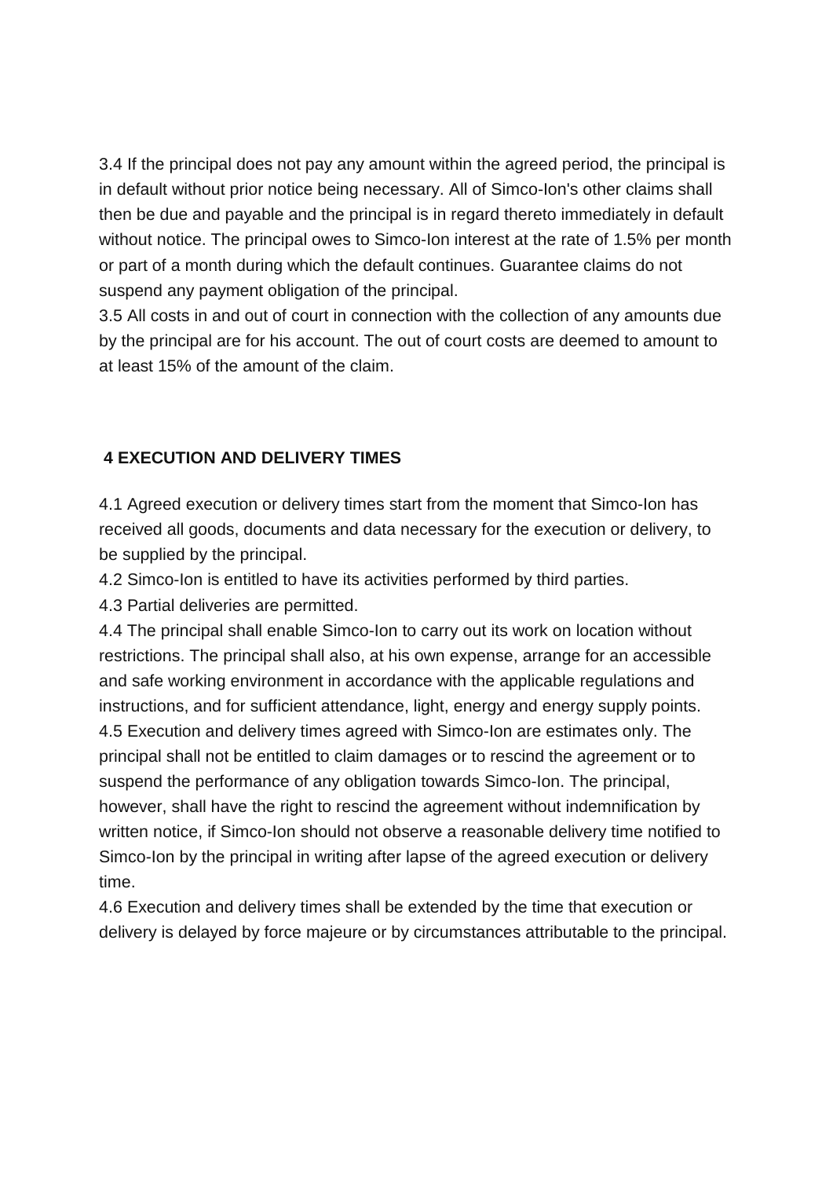3.4 If the principal does not pay any amount within the agreed period, the principal is in default without prior notice being necessary. All of Simco-Ion's other claims shall then be due and payable and the principal is in regard thereto immediately in default without notice. The principal owes to Simco-Ion interest at the rate of 1.5% per month or part of a month during which the default continues. Guarantee claims do not suspend any payment obligation of the principal.

3.5 All costs in and out of court in connection with the collection of any amounts due by the principal are for his account. The out of court costs are deemed to amount to at least 15% of the amount of the claim.

## 4 EXECUTION AND DELIVERY TIMES

4.1 Agreed execution or delivery times start from the moment that Simco-Ion has received all goods, documents and data necessary for the execution or delivery, to be supplied by the principal.

4.2 Simco-Ion is entitled to have its activities performed by third parties.

4.3 Partial deliveries are permitted.

4.4 The principal shall enable Simco-Ion to carry out its work on location without restrictions. The principal shall also, at his own expense, arrange for an accessible and safe working environment in accordance with the applicable regulations and instructions, and for sufficient attendance, light, energy and energy supply points.

4.5 Execution and delivery times agreed with Simco-Ion are estimates only. The principal shall not be entitled to claim damages or to rescind the agreement or to suspend the performance of any obligation towards Simco-Ion. The principal, however, shall have the right to rescind the agreement without indemnification by written notice, if Simco-Ion should not observe a reasonable delivery time notified to Simco-Ion by the principal in writing after lapse of the agreed execution or delivery time.

4.6 Execution and delivery times shall be extended by the time that execution or delivery is delayed by force majeure or by circumstances attributable to the principal.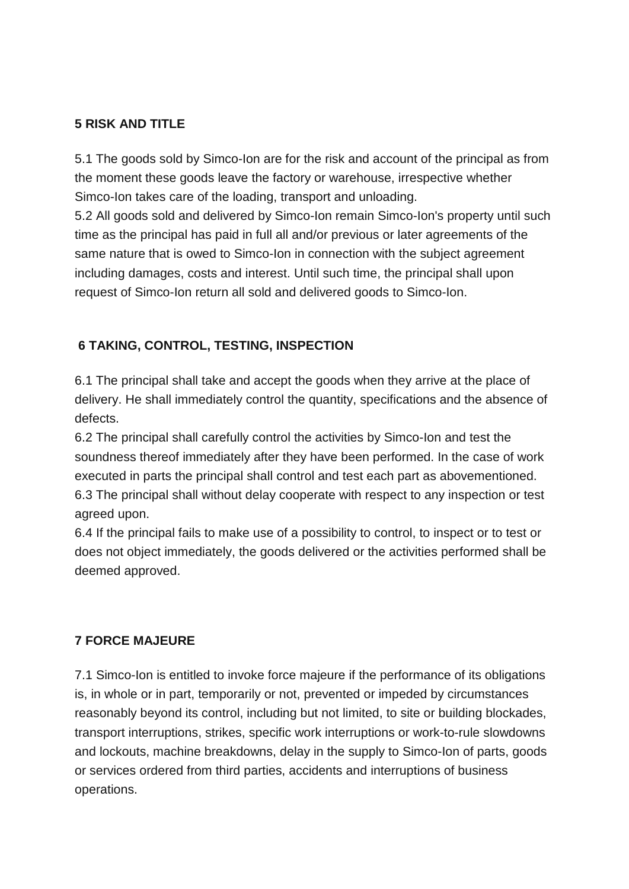**5 RISK AND TITLE**

5.1 The goods sold by Simco-Ion are for the risk and account of the principal as from the moment these goods leave the factory or warehouse, irrespective whether Simco-Ion takes care of the loading, transport and unloading.
5.2 All goods sold and delivered by Simco-Ion remain Simco-Ion's property until such time as the principal has paid in full all and/or previous or later agreements of the same nature that is owed to Simco-Ion in connection with the subject agreement including damages, costs and interest. Until such time, the principal shall upon request of Simco-Ion return all sold and delivered goods to Simco-Ion.

**6 TAKING, CONTROL, TESTING, INSPECTION**

6.1 The principal shall take and accept the goods when they arrive at the place of delivery. He shall immediately control the quantity, specifications and the absence of defects.
6.2 The principal shall carefully control the activities by Simco-Ion and test the soundness thereof immediately after they have been performed. In the case of work executed in parts the principal shall control and test each part as abovementioned.
6.3 The principal shall without delay cooperate with respect to any inspection or test agreed upon.
6.4 If the principal fails to make use of a possibility to control, to inspect or to test or does not object immediately, the goods delivered or the activities performed shall be deemed approved.

**7 FORCE MAJEURE**

7.1 Simco-Ion is entitled to invoke force majeure if the performance of its obligations is, in whole or in part, temporarily or not, prevented or impeded by circumstances reasonably beyond its control, including but not limited, to site or building blockades, transport interruptions, strikes, specific work interruptions or work-to-rule slowdowns and lockouts, machine breakdowns, delay in the supply to Simco-Ion of parts, goods or services ordered from third parties, accidents and interruptions of business operations.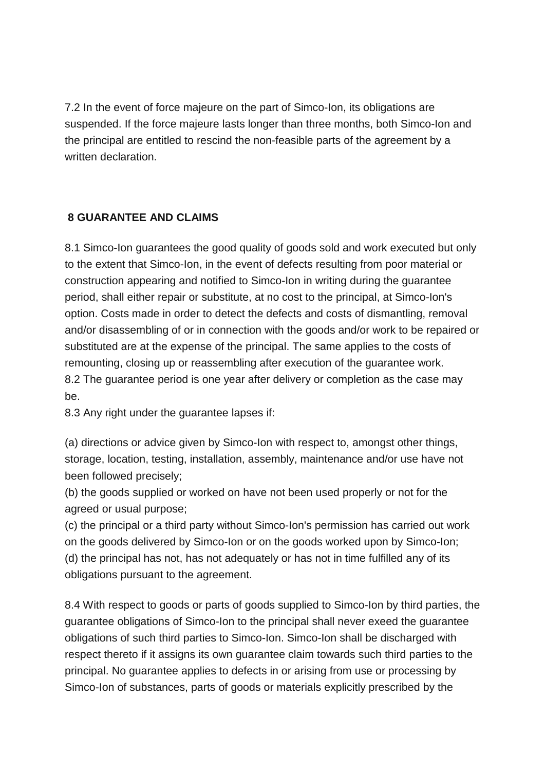7.2 In the event of force majeure on the part of Simco-Ion, its obligations are suspended. If the force majeure lasts longer than three months, both Simco-Ion and the principal are entitled to rescind the non-feasible parts of the agreement by a written declaration.

## 8 GUARANTEE AND CLAIMS

8.1 Simco-Ion guarantees the good quality of goods sold and work executed but only to the extent that Simco-Ion, in the event of defects resulting from poor material or construction appearing and notified to Simco-Ion in writing during the guarantee period, shall either repair or substitute, at no cost to the principal, at Simco-Ion's option. Costs made in order to detect the defects and costs of dismantling, removal and/or disassembling of or in connection with the goods and/or work to be repaired or substituted are at the expense of the principal. The same applies to the costs of remounting, closing up or reassembling after execution of the guarantee work.
8.2 The guarantee period is one year after delivery or completion as the case may be.
8.3 Any right under the guarantee lapses if:

(a) directions or advice given by Simco-Ion with respect to, amongst other things, storage, location, testing, installation, assembly, maintenance and/or use have not been followed precisely;
(b) the goods supplied or worked on have not been used properly or not for the agreed or usual purpose;
(c) the principal or a third party without Simco-Ion's permission has carried out work on the goods delivered by Simco-Ion or on the goods worked upon by Simco-Ion;
(d) the principal has not, has not adequately or has not in time fulfilled any of its obligations pursuant to the agreement.

8.4 With respect to goods or parts of goods supplied to Simco-Ion by third parties, the guarantee obligations of Simco-Ion to the principal shall never exeed the guarantee obligations of such third parties to Simco-Ion. Simco-Ion shall be discharged with respect thereto if it assigns its own guarantee claim towards such third parties to the principal. No guarantee applies to defects in or arising from use or processing by Simco-Ion of substances, parts of goods or materials explicitly prescribed by the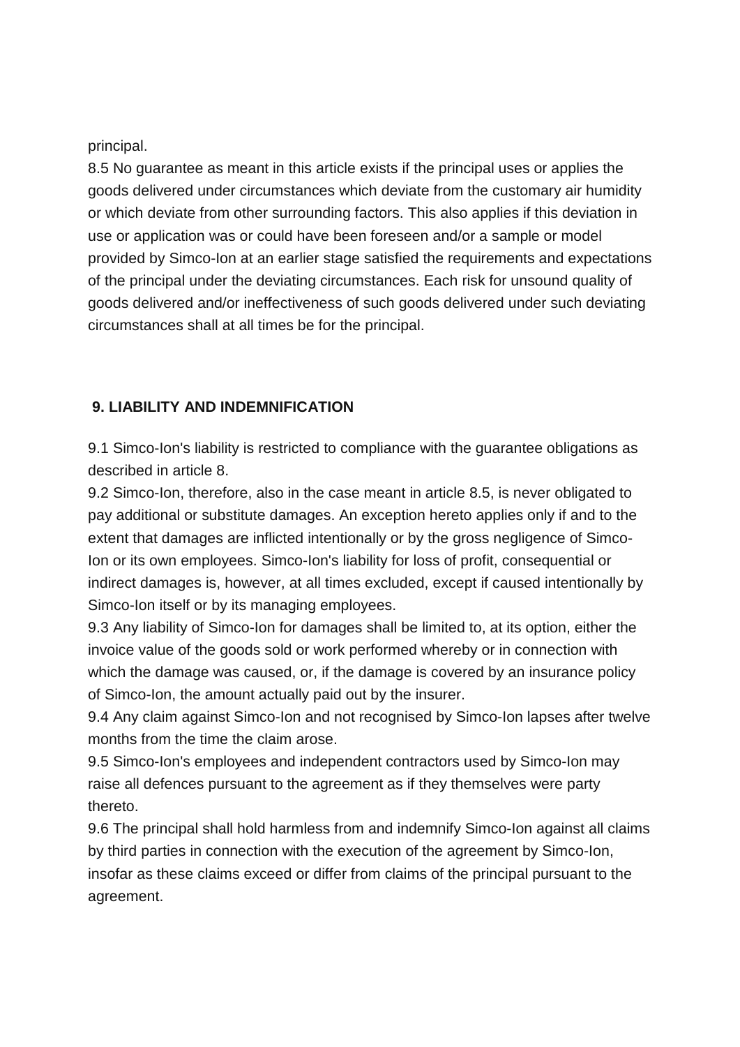principal.

8.5 No guarantee as meant in this article exists if the principal uses or applies the goods delivered under circumstances which deviate from the customary air humidity or which deviate from other surrounding factors. This also applies if this deviation in use or application was or could have been foreseen and/or a sample or model provided by Simco-Ion at an earlier stage satisfied the requirements and expectations of the principal under the deviating circumstances. Each risk for unsound quality of goods delivered and/or ineffectiveness of such goods delivered under such deviating circumstances shall at all times be for the principal.

**9. LIABILITY AND INDEMNIFICATION**

9.1 Simco-Ion's liability is restricted to compliance with the guarantee obligations as described in article 8.

9.2 Simco-Ion, therefore, also in the case meant in article 8.5, is never obligated to pay additional or substitute damages. An exception hereto applies only if and to the extent that damages are inflicted intentionally or by the gross negligence of Simco-Ion or its own employees. Simco-Ion's liability for loss of profit, consequential or indirect damages is, however, at all times excluded, except if caused intentionally by Simco-Ion itself or by its managing employees.

9.3 Any liability of Simco-Ion for damages shall be limited to, at its option, either the invoice value of the goods sold or work performed whereby or in connection with which the damage was caused, or, if the damage is covered by an insurance policy of Simco-Ion, the amount actually paid out by the insurer.

9.4 Any claim against Simco-Ion and not recognised by Simco-Ion lapses after twelve months from the time the claim arose.

9.5 Simco-Ion's employees and independent contractors used by Simco-Ion may raise all defences pursuant to the agreement as if they themselves were party thereto.

9.6 The principal shall hold harmless from and indemnify Simco-Ion against all claims by third parties in connection with the execution of the agreement by Simco-Ion, insofar as these claims exceed or differ from claims of the principal pursuant to the agreement.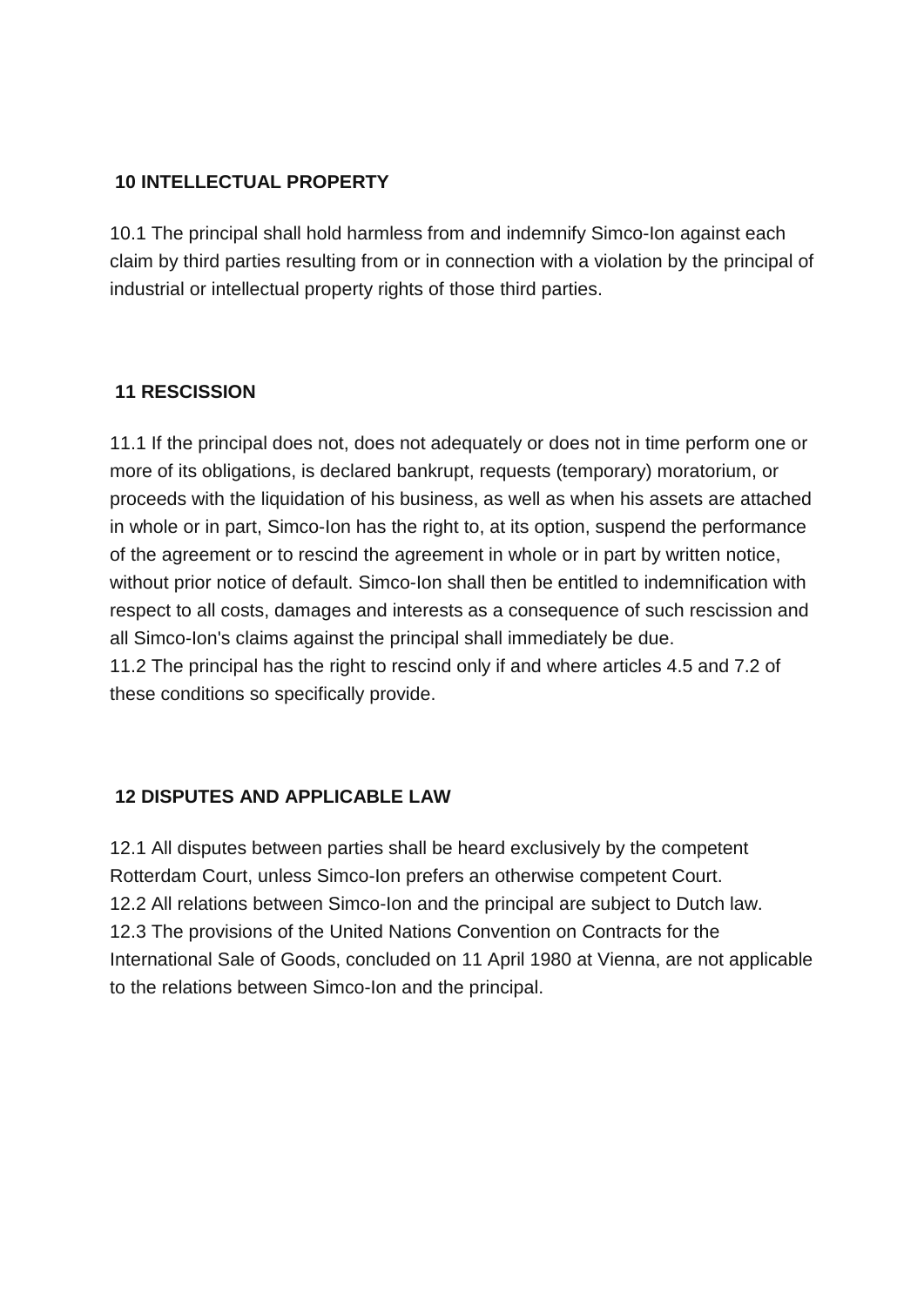## 10 INTELLECTUAL PROPERTY

10.1 The principal shall hold harmless from and indemnify Simco-Ion against each claim by third parties resulting from or in connection with a violation by the principal of industrial or intellectual property rights of those third parties.

## 11 RESCISSION

11.1 If the principal does not, does not adequately or does not in time perform one or more of its obligations, is declared bankrupt, requests (temporary) moratorium, or proceeds with the liquidation of his business, as well as when his assets are attached in whole or in part, Simco-Ion has the right to, at its option, suspend the performance of the agreement or to rescind the agreement in whole or in part by written notice, without prior notice of default. Simco-Ion shall then be entitled to indemnification with respect to all costs, damages and interests as a consequence of such rescission and all Simco-Ion's claims against the principal shall immediately be due.
11.2 The principal has the right to rescind only if and where articles 4.5 and 7.2 of these conditions so specifically provide.

## 12 DISPUTES AND APPLICABLE LAW

12.1 All disputes between parties shall be heard exclusively by the competent Rotterdam Court, unless Simco-Ion prefers an otherwise competent Court.
12.2 All relations between Simco-Ion and the principal are subject to Dutch law.
12.3 The provisions of the United Nations Convention on Contracts for the International Sale of Goods, concluded on 11 April 1980 at Vienna, are not applicable to the relations between Simco-Ion and the principal.